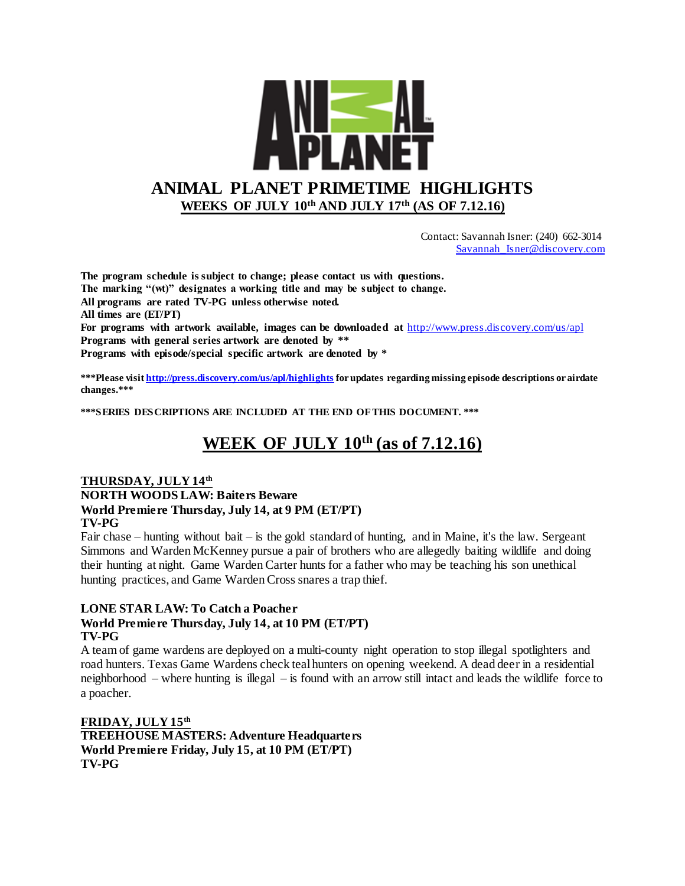# ANIMAL PLANET PRIMETIME HIGHLIGHTS

**WEEKS OF JULY 10th AND JULY 17th (AS OF 7.12.16)**

Contact: Savannah Isner: (240) 662-3014
Savannah_Isner@discovery.com

**The program schedule is subject to change; please contact us with questions.**
**The marking "(wt)" designates a working title and may be subject to change.**
**All programs are rated TV-PG unless otherwise noted.**
**All times are (ET/PT)**
**For programs with artwork available, images can be downloaded at** http://www.press.discovery.com/us/apl
**Programs with general series artwork are denoted by ****
**Programs with episode/special specific artwork are denoted by ***

*****Please visit http://press.discovery.com/us/apl/highlights for updates regarding missing episode descriptions or airdate changes.*****

*****SERIES DESCRIPTIONS ARE INCLUDED AT THE END OF THIS DOCUMENT. *****

## WEEK OF JULY 10th (as of 7.12.16)

**THURSDAY, JULY 14th**
**NORTH WOODS LAW: Baiters Beware**
**World Premiere Thursday, July 14, at 9 PM (ET/PT)**
**TV-PG**
Fair chase – hunting without bait – is the gold standard of hunting, and in Maine, it's the law. Sergeant Simmons and Warden McKenney pursue a pair of brothers who are allegedly baiting wildlife and doing their hunting at night. Game Warden Carter hunts for a father who may be teaching his son unethical hunting practices, and Game Warden Cross snares a trap thief.

**LONE STAR LAW: To Catch a Poacher**
**World Premiere Thursday, July 14, at 10 PM (ET/PT)**
**TV-PG**
A team of game wardens are deployed on a multi-county night operation to stop illegal spotlighters and road hunters. Texas Game Wardens check teal hunters on opening weekend. A dead deer in a residential neighborhood – where hunting is illegal – is found with an arrow still intact and leads the wildlife force to a poacher.

**FRIDAY, JULY 15th**
**TREEHOUSE MASTERS: Adventure Headquarters**
**World Premiere Friday, July 15, at 10 PM (ET/PT)**
**TV-PG**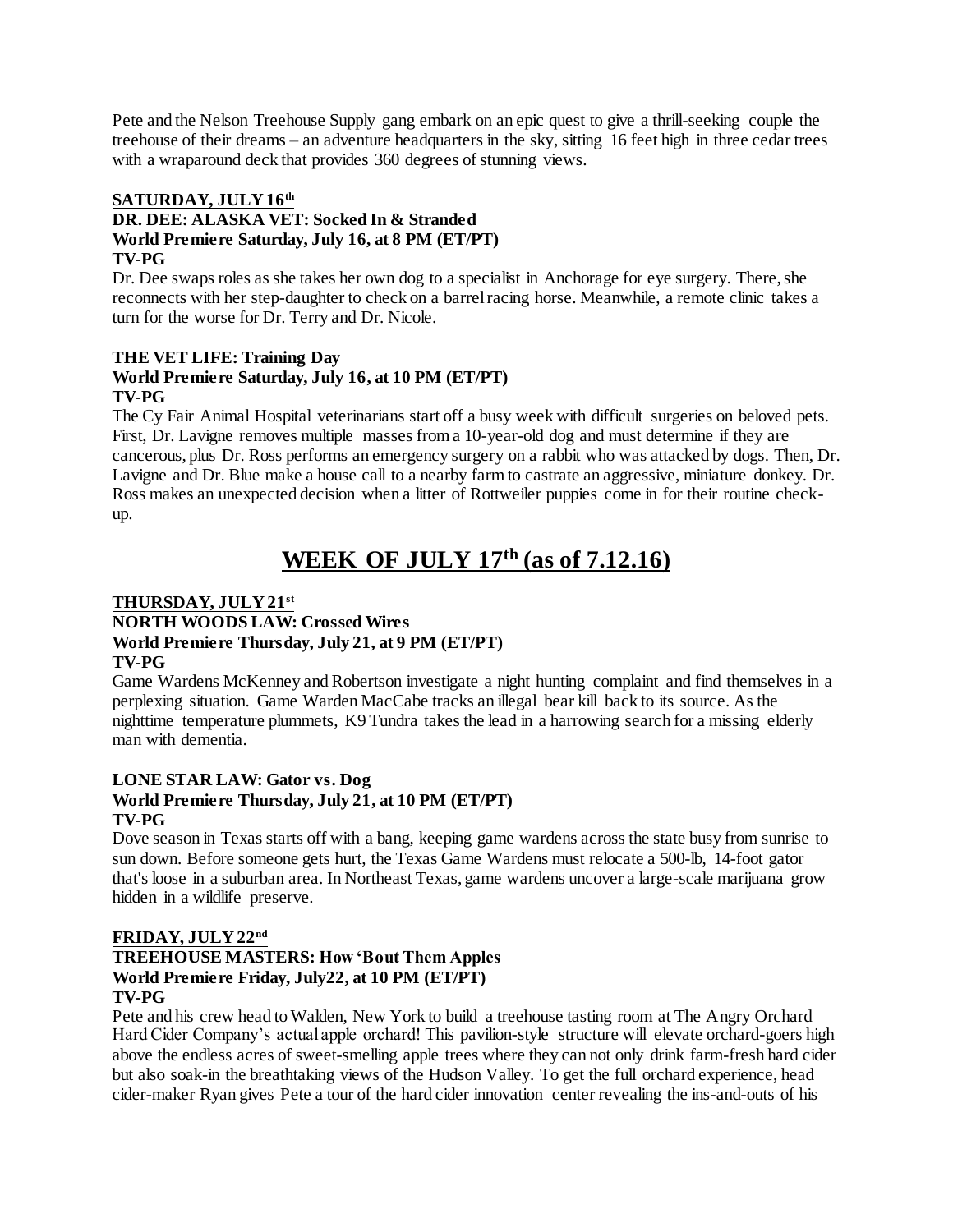Pete and the Nelson Treehouse Supply gang embark on an epic quest to give a thrill-seeking couple the treehouse of their dreams – an adventure headquarters in the sky, sitting 16 feet high in three cedar trees with a wraparound deck that provides 360 degrees of stunning views.

**SATURDAY, JULY 16th**

**DR. DEE: ALASKA VET: Socked In & Stranded**
**World Premiere Saturday, July 16, at 8 PM (ET/PT)**
**TV-PG**

Dr. Dee swaps roles as she takes her own dog to a specialist in Anchorage for eye surgery. There, she reconnects with her step-daughter to check on a barrel racing horse. Meanwhile, a remote clinic takes a turn for the worse for Dr. Terry and Dr. Nicole.

**THE VET LIFE: Training Day**
**World Premiere Saturday, July 16, at 10 PM (ET/PT)**
**TV-PG**

The Cy Fair Animal Hospital veterinarians start off a busy week with difficult surgeries on beloved pets. First, Dr. Lavigne removes multiple masses from a 10-year-old dog and must determine if they are cancerous, plus Dr. Ross performs an emergency surgery on a rabbit who was attacked by dogs. Then, Dr. Lavigne and Dr. Blue make a house call to a nearby farm to castrate an aggressive, miniature donkey. Dr. Ross makes an unexpected decision when a litter of Rottweiler puppies come in for their routine check-up.

# WEEK OF JULY 17th (as of 7.12.16)

**THURSDAY, JULY 21st**

**NORTH WOODS LAW: Crossed Wires**
**World Premiere Thursday, July 21, at 9 PM (ET/PT)**
**TV-PG**

Game Wardens McKenney and Robertson investigate a night hunting complaint and find themselves in a perplexing situation. Game Warden MacCabe tracks an illegal bear kill back to its source. As the nighttime temperature plummets, K9 Tundra takes the lead in a harrowing search for a missing elderly man with dementia.

**LONE STAR LAW: Gator vs. Dog**
**World Premiere Thursday, July 21, at 10 PM (ET/PT)**
**TV-PG**

Dove season in Texas starts off with a bang, keeping game wardens across the state busy from sunrise to sun down. Before someone gets hurt, the Texas Game Wardens must relocate a 500-lb, 14-foot gator that's loose in a suburban area. In Northeast Texas, game wardens uncover a large-scale marijuana grow hidden in a wildlife preserve.

**FRIDAY, JULY 22nd**

**TREEHOUSE MASTERS: How 'Bout Them Apples**
**World Premiere Friday, July22, at 10 PM (ET/PT)**
**TV-PG**

Pete and his crew head to Walden, New York to build a treehouse tasting room at The Angry Orchard Hard Cider Company's actual apple orchard! This pavilion-style structure will elevate orchard-goers high above the endless acres of sweet-smelling apple trees where they can not only drink farm-fresh hard cider but also soak-in the breathtaking views of the Hudson Valley. To get the full orchard experience, head cider-maker Ryan gives Pete a tour of the hard cider innovation center revealing the ins-and-outs of his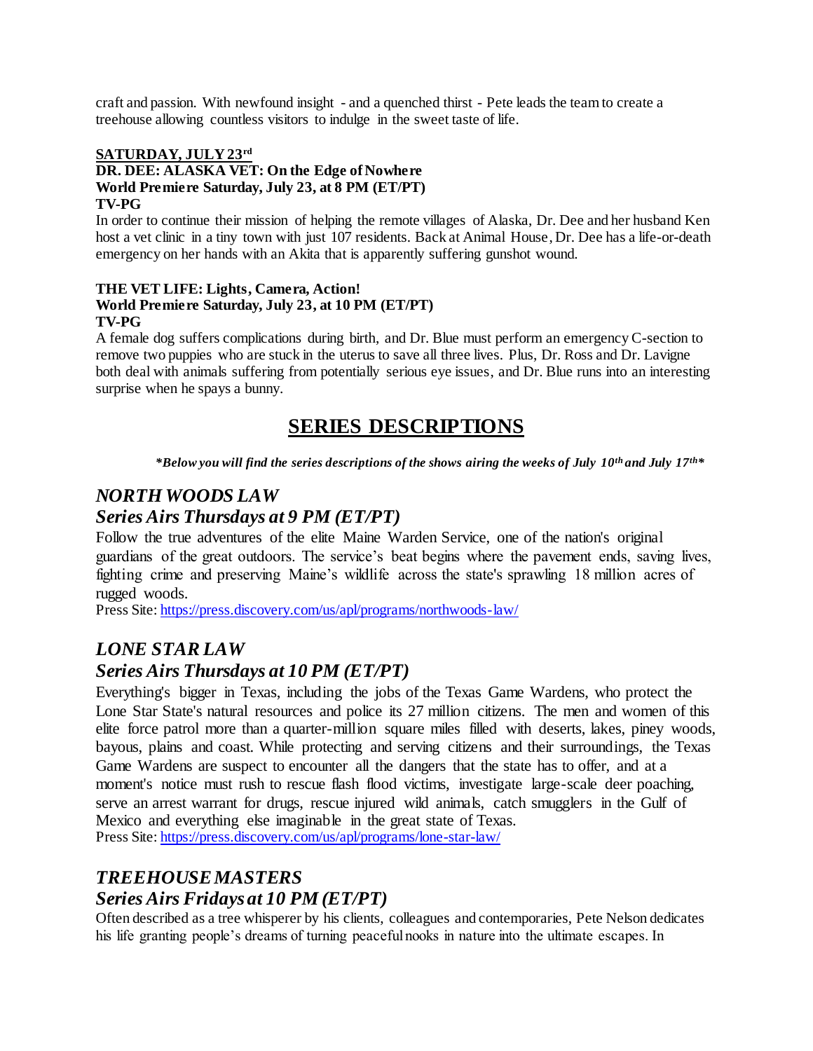craft and passion. With newfound insight - and a quenched thirst - Pete leads the team to create a treehouse allowing countless visitors to indulge in the sweet taste of life.

**SATURDAY, JULY 23rd**

**DR. DEE: ALASKA VET: On the Edge of Nowhere**
**World Premiere Saturday, July 23, at 8 PM (ET/PT)**
**TV-PG**

In order to continue their mission of helping the remote villages of Alaska, Dr. Dee and her husband Ken host a vet clinic in a tiny town with just 107 residents. Back at Animal House, Dr. Dee has a life-or-death emergency on her hands with an Akita that is apparently suffering gunshot wound.

**THE VET LIFE: Lights, Camera, Action!**
**World Premiere Saturday, July 23, at 10 PM (ET/PT)**
**TV-PG**

A female dog suffers complications during birth, and Dr. Blue must perform an emergency C-section to remove two puppies who are stuck in the uterus to save all three lives. Plus, Dr. Ross and Dr. Lavigne both deal with animals suffering from potentially serious eye issues, and Dr. Blue runs into an interesting surprise when he spays a bunny.

# SERIES DESCRIPTIONS

***Below you will find the series descriptions of the shows airing the weeks of July 10th and July 17th***

## *NORTH WOODS LAW*
## *Series Airs Thursdays at 9 PM (ET/PT)*

Follow the true adventures of the elite Maine Warden Service, one of the nation's original guardians of the great outdoors. The service's beat begins where the pavement ends, saving lives, fighting crime and preserving Maine's wildlife across the state's sprawling 18 million acres of rugged woods.
Press Site: https://press.discovery.com/us/apl/programs/northwoods-law/

## *LONE STAR LAW*
## *Series Airs Thursdays at 10 PM (ET/PT)*

Everything's bigger in Texas, including the jobs of the Texas Game Wardens, who protect the Lone Star State's natural resources and police its 27 million citizens. The men and women of this elite force patrol more than a quarter-million square miles filled with deserts, lakes, piney woods, bayous, plains and coast. While protecting and serving citizens and their surroundings, the Texas Game Wardens are suspect to encounter all the dangers that the state has to offer, and at a moment's notice must rush to rescue flash flood victims, investigate large-scale deer poaching, serve an arrest warrant for drugs, rescue injured wild animals, catch smugglers in the Gulf of Mexico and everything else imaginable in the great state of Texas.
Press Site: https://press.discovery.com/us/apl/programs/lone-star-law/

## *TREEHOUSE MASTERS*
## *Series Airs Fridays at 10 PM (ET/PT)*

Often described as a tree whisperer by his clients, colleagues and contemporaries, Pete Nelson dedicates his life granting people's dreams of turning peaceful nooks in nature into the ultimate escapes. In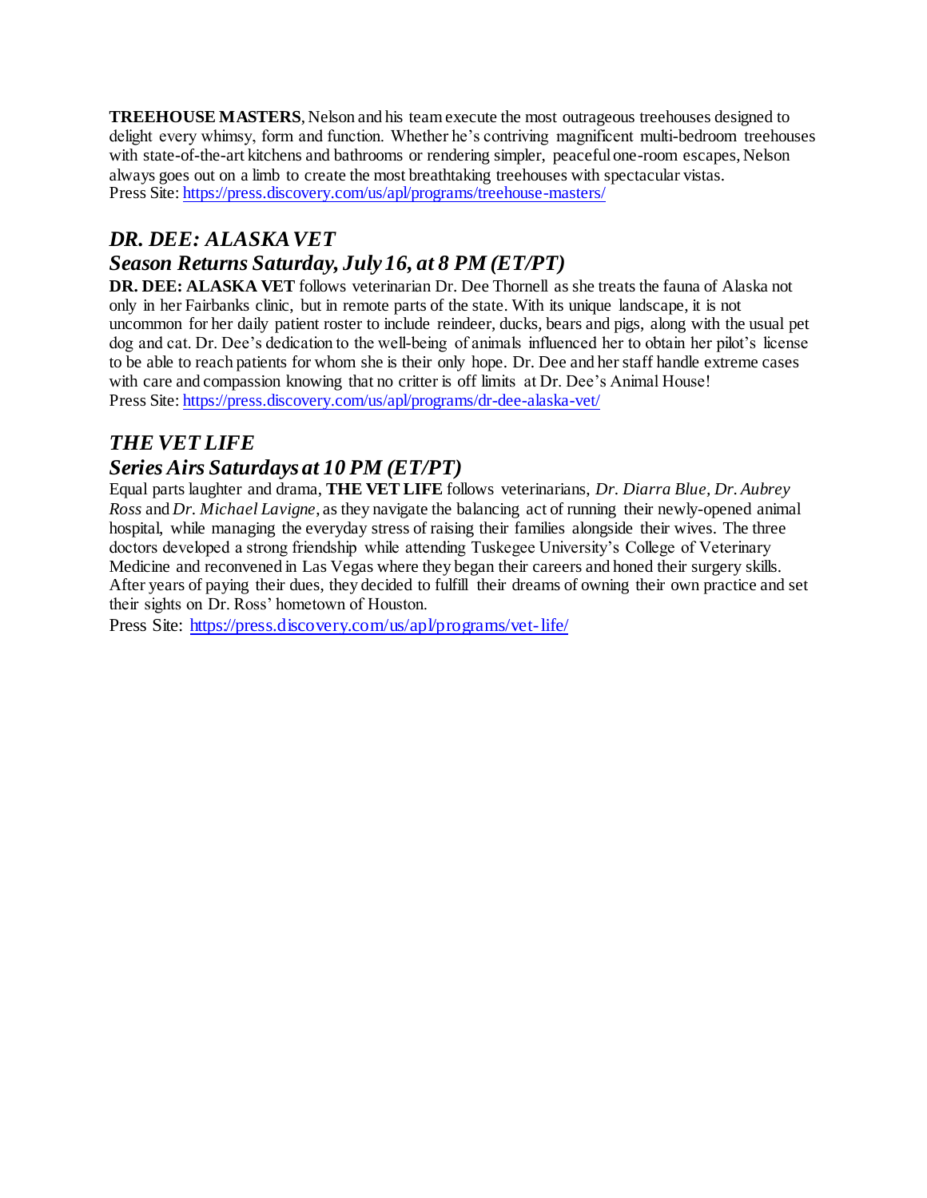**TREEHOUSE MASTERS**, Nelson and his team execute the most outrageous treehouses designed to delight every whimsy, form and function. Whether he's contriving magnificent multi-bedroom treehouses with state-of-the-art kitchens and bathrooms or rendering simpler, peaceful one-room escapes, Nelson always goes out on a limb to create the most breathtaking treehouses with spectacular vistas.
Press Site: https://press.discovery.com/us/apl/programs/treehouse-masters/

## *DR. DEE: ALASKA VET*
## *Season Returns Saturday, July 16, at 8 PM (ET/PT)*

**DR. DEE: ALASKA VET** follows veterinarian Dr. Dee Thornell as she treats the fauna of Alaska not only in her Fairbanks clinic, but in remote parts of the state. With its unique landscape, it is not uncommon for her daily patient roster to include reindeer, ducks, bears and pigs, along with the usual pet dog and cat. Dr. Dee's dedication to the well-being of animals influenced her to obtain her pilot's license to be able to reach patients for whom she is their only hope. Dr. Dee and her staff handle extreme cases with care and compassion knowing that no critter is off limits at Dr. Dee's Animal House!
Press Site: https://press.discovery.com/us/apl/programs/dr-dee-alaska-vet/

## *THE VET LIFE*
## *Series Airs Saturdays at 10 PM (ET/PT)*

Equal parts laughter and drama, **THE VET LIFE** follows veterinarians, *Dr. Diarra Blue, Dr. Aubrey Ross* and *Dr. Michael Lavigne*, as they navigate the balancing act of running their newly-opened animal hospital, while managing the everyday stress of raising their families alongside their wives. The three doctors developed a strong friendship while attending Tuskegee University's College of Veterinary Medicine and reconvened in Las Vegas where they began their careers and honed their surgery skills. After years of paying their dues, they decided to fulfill their dreams of owning their own practice and set their sights on Dr. Ross' hometown of Houston.
Press Site: https://press.discovery.com/us/apl/programs/vet-life/